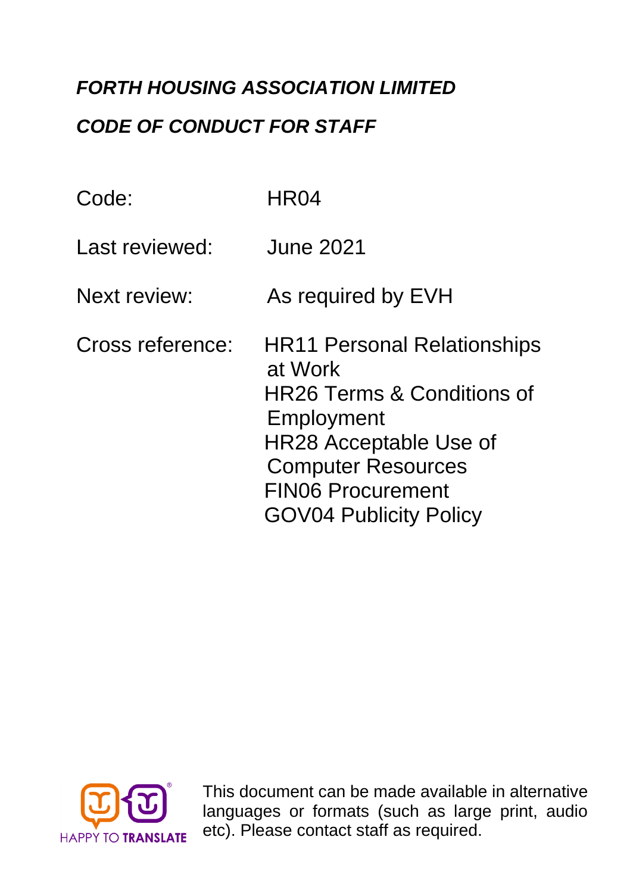***FORTH HOUSING ASSOCIATION LIMITED***

***CODE OF CONDUCT FOR STAFF***

| | |
|---|---|
| Code: | HR04 |
| Last reviewed: | June 2021 |
| Next review: | As required by EVH |
| Cross reference: | HR11 Personal Relationships at Work<br>HR26 Terms & Conditions of Employment<br>HR28 Acceptable Use of Computer Resources<br>FIN06 Procurement<br>GOV04 Publicity Policy |

HAPPY TO TRANSLATE

This document can be made available in alternative languages or formats (such as large print, audio etc). Please contact staff as required.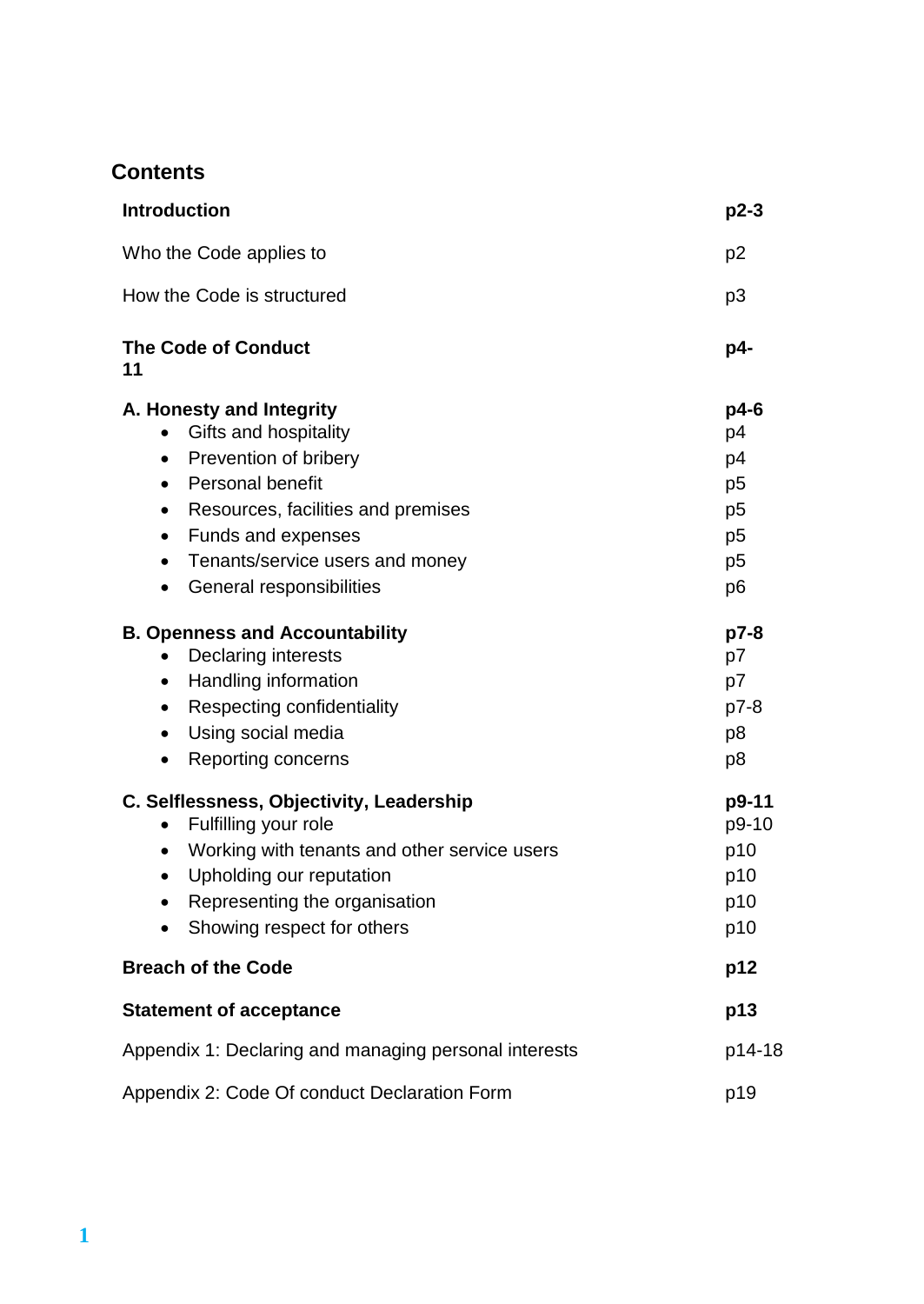## Contents

| | |
|---|---|
| **Introduction** | **p2-3** |
| Who the Code applies to | p2 |
| How the Code is structured | p3 |
| **The Code of Conduct** | **p4-11** |
| **A. Honesty and Integrity** | **p4-6** |
| • Gifts and hospitality | p4 |
| • Prevention of bribery | p4 |
| • Personal benefit | p5 |
| • Resources, facilities and premises | p5 |
| • Funds and expenses | p5 |
| • Tenants/service users and money | p5 |
| • General responsibilities | p6 |
| **B. Openness and Accountability** | **p7-8** |
| • Declaring interests | p7 |
| • Handling information | p7 |
| • Respecting confidentiality | p7-8 |
| • Using social media | p8 |
| • Reporting concerns | p8 |
| **C. Selflessness, Objectivity, Leadership** | **p9-11** |
| • Fulfilling your role | p9-10 |
| • Working with tenants and other service users | p10 |
| • Upholding our reputation | p10 |
| • Representing the organisation | p10 |
| • Showing respect for others | p10 |
| **Breach of the Code** | **p12** |
| **Statement of acceptance** | **p13** |
| Appendix 1: Declaring and managing personal interests | p14-18 |
| Appendix 2: Code Of conduct Declaration Form | p19 |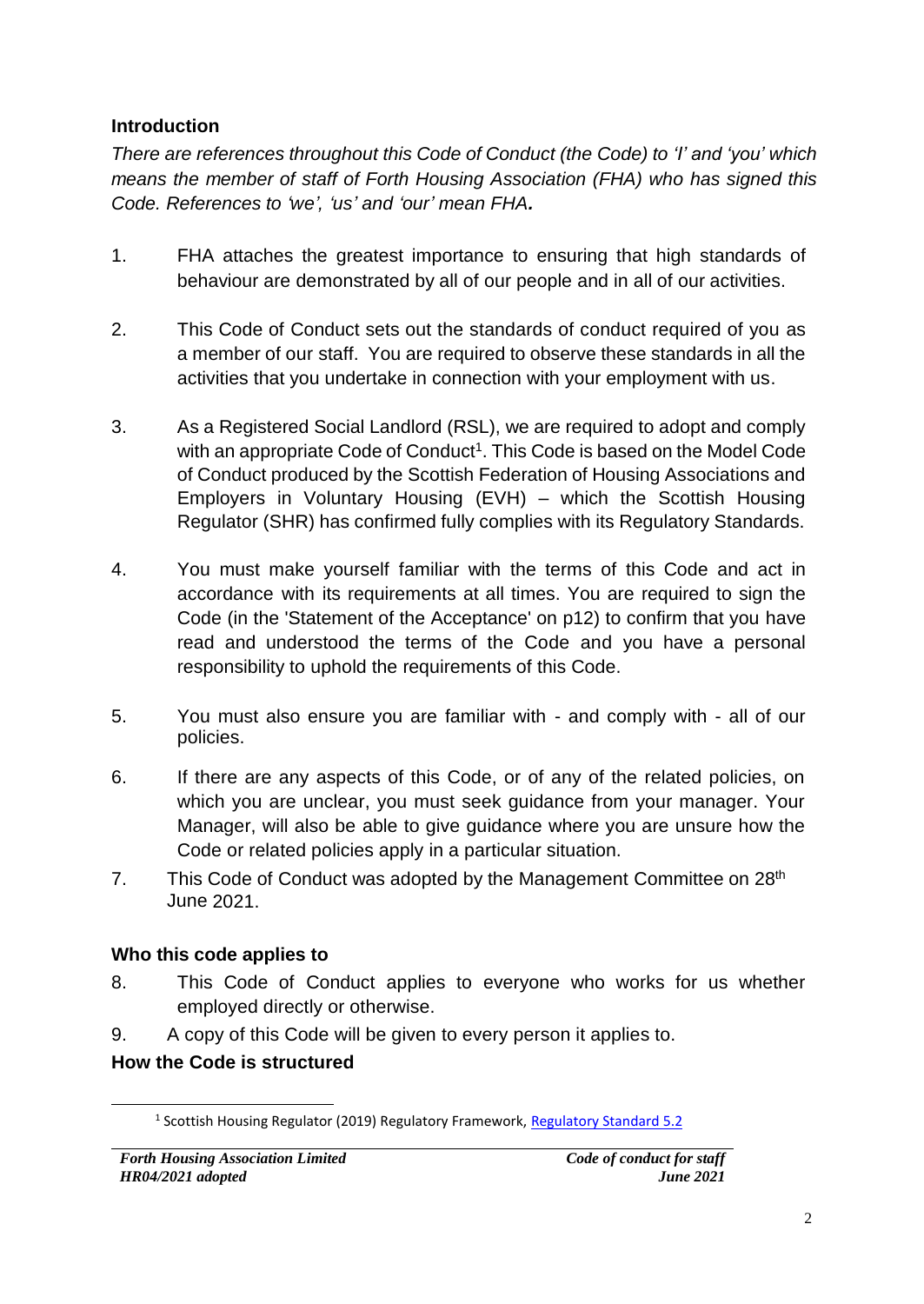## Introduction

*There are references throughout this Code of Conduct (the Code) to 'I' and 'you' which means the member of staff of Forth Housing Association (FHA) who has signed this Code. References to 'we', 'us' and 'our' mean FHA.*

1. FHA attaches the greatest importance to ensuring that high standards of behaviour are demonstrated by all of our people and in all of our activities.

2. This Code of Conduct sets out the standards of conduct required of you as a member of our staff. You are required to observe these standards in all the activities that you undertake in connection with your employment with us.

3. As a Registered Social Landlord (RSL), we are required to adopt and comply with an appropriate Code of Conduct[1]. This Code is based on the Model Code of Conduct produced by the Scottish Federation of Housing Associations and Employers in Voluntary Housing (EVH) – which the Scottish Housing Regulator (SHR) has confirmed fully complies with its Regulatory Standards.

4. You must make yourself familiar with the terms of this Code and act in accordance with its requirements at all times. You are required to sign the Code (in the 'Statement of the Acceptance' on p12) to confirm that you have read and understood the terms of the Code and you have a personal responsibility to uphold the requirements of this Code.

5. You must also ensure you are familiar with - and comply with - all of our policies.

6. If there are any aspects of this Code, or of any of the related policies, on which you are unclear, you must seek guidance from your manager. Your Manager, will also be able to give guidance where you are unsure how the Code or related policies apply in a particular situation.

7. This Code of Conduct was adopted by the Management Committee on 28th June 2021.

## Who this code applies to

8. This Code of Conduct applies to everyone who works for us whether employed directly or otherwise.

9. A copy of this Code will be given to every person it applies to.

## How the Code is structured

[1] Scottish Housing Regulator (2019) Regulatory Framework, Regulatory Standard 5.2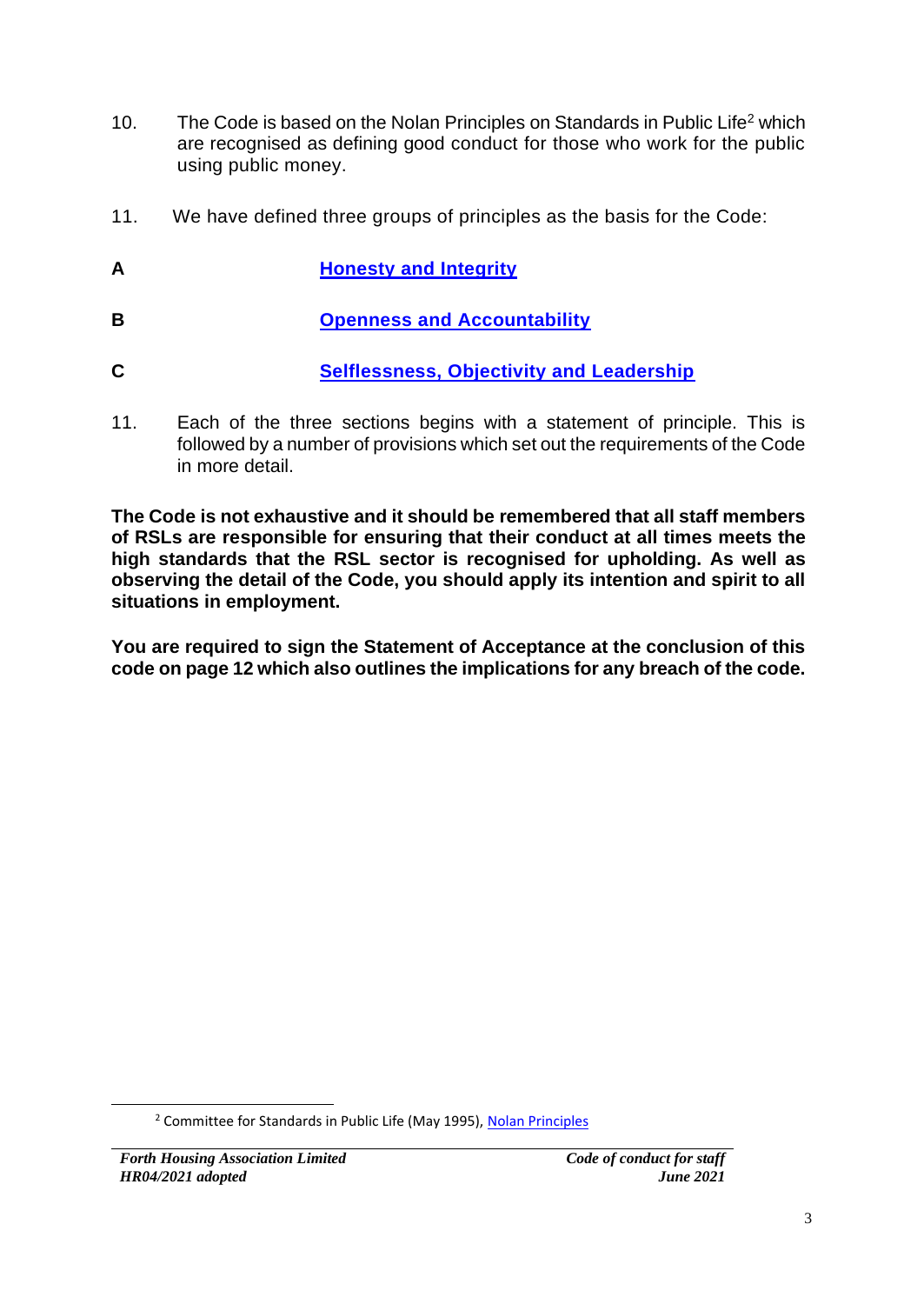10. The Code is based on the Nolan Principles on Standards in Public Life[2] which are recognised as defining good conduct for those who work for the public using public money.

11. We have defined three groups of principles as the basis for the Code:

**A** **Honesty and Integrity**

**B** **Openness and Accountability**

**C** **Selflessness, Objectivity and Leadership**

11. Each of the three sections begins with a statement of principle. This is followed by a number of provisions which set out the requirements of the Code in more detail.

**The Code is not exhaustive and it should be remembered that all staff members of RSLs are responsible for ensuring that their conduct at all times meets the high standards that the RSL sector is recognised for upholding. As well as observing the detail of the Code, you should apply its intention and spirit to all situations in employment.**

**You are required to sign the Statement of Acceptance at the conclusion of this code on page 12 which also outlines the implications for any breach of the code.**

---

[2] Committee for Standards in Public Life (May 1995), Nolan Principles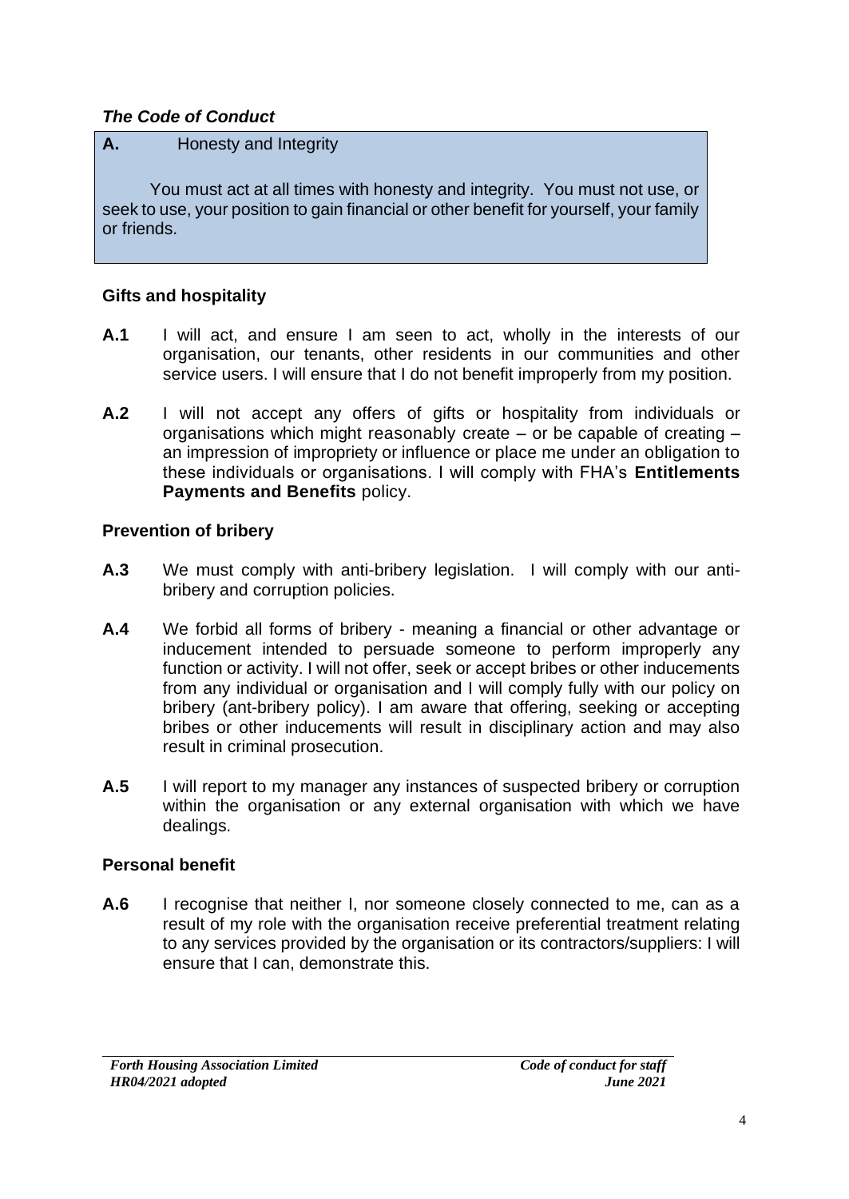## *The Code of Conduct*

**A.** Honesty and Integrity

You must act at all times with honesty and integrity. You must not use, or seek to use, your position to gain financial or other benefit for yourself, your family or friends.

### Gifts and hospitality

**A.1** I will act, and ensure I am seen to act, wholly in the interests of our organisation, our tenants, other residents in our communities and other service users. I will ensure that I do not benefit improperly from my position.

**A.2** I will not accept any offers of gifts or hospitality from individuals or organisations which might reasonably create – or be capable of creating – an impression of impropriety or influence or place me under an obligation to these individuals or organisations. I will comply with FHA's **Entitlements Payments and Benefits** policy.

### Prevention of bribery

**A.3** We must comply with anti-bribery legislation. I will comply with our anti-bribery and corruption policies.

**A.4** We forbid all forms of bribery - meaning a financial or other advantage or inducement intended to persuade someone to perform improperly any function or activity. I will not offer, seek or accept bribes or other inducements from any individual or organisation and I will comply fully with our policy on bribery (ant-bribery policy). I am aware that offering, seeking or accepting bribes or other inducements will result in disciplinary action and may also result in criminal prosecution.

**A.5** I will report to my manager any instances of suspected bribery or corruption within the organisation or any external organisation with which we have dealings.

### Personal benefit

**A.6** I recognise that neither I, nor someone closely connected to me, can as a result of my role with the organisation receive preferential treatment relating to any services provided by the organisation or its contractors/suppliers: I will ensure that I can, demonstrate this.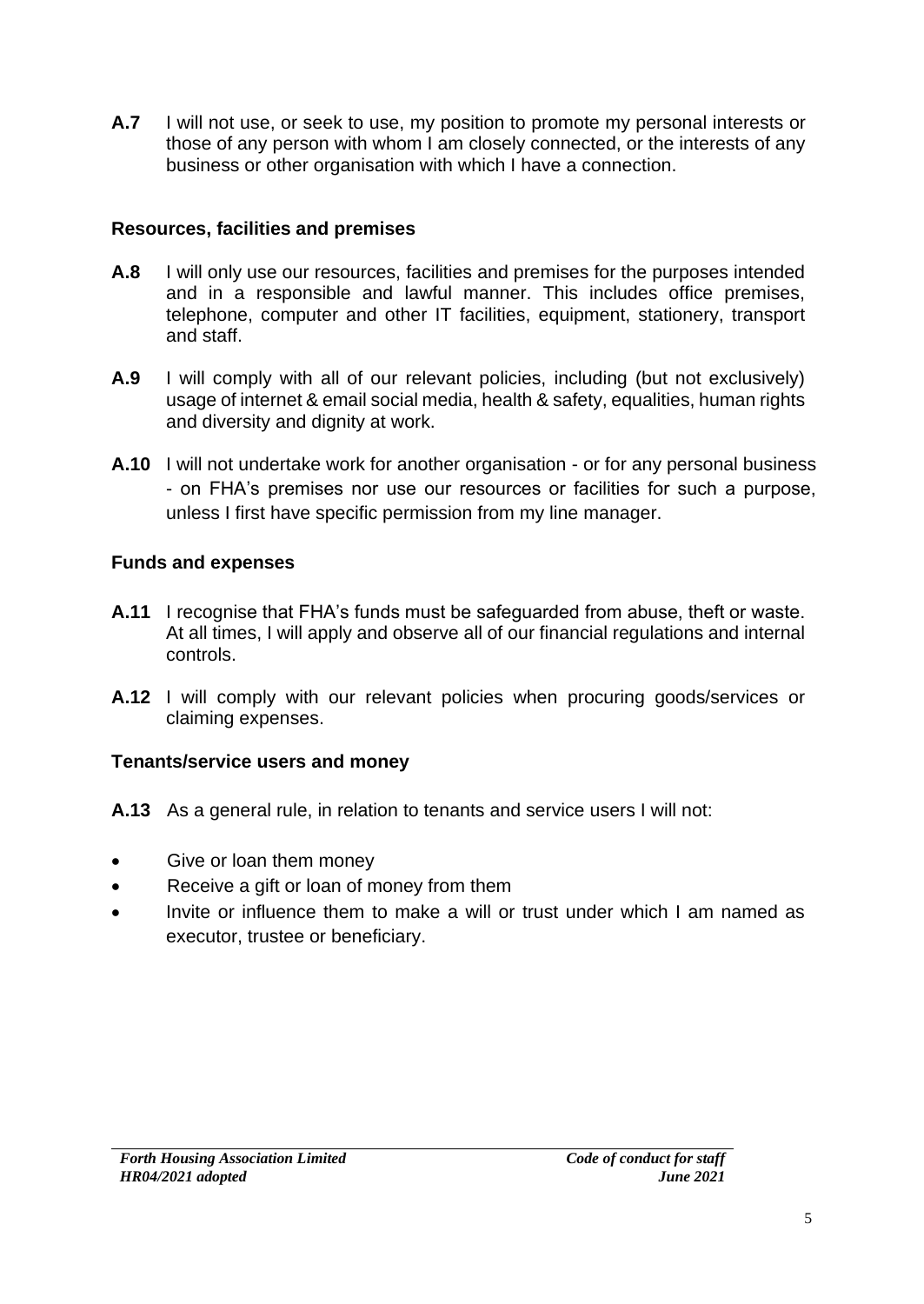**A.7** I will not use, or seek to use, my position to promote my personal interests or those of any person with whom I am closely connected, or the interests of any business or other organisation with which I have a connection.

### Resources, facilities and premises

**A.8** I will only use our resources, facilities and premises for the purposes intended and in a responsible and lawful manner. This includes office premises, telephone, computer and other IT facilities, equipment, stationery, transport and staff.

**A.9** I will comply with all of our relevant policies, including (but not exclusively) usage of internet & email social media, health & safety, equalities, human rights and diversity and dignity at work.

**A.10** I will not undertake work for another organisation - or for any personal business - on FHA's premises nor use our resources or facilities for such a purpose, unless I first have specific permission from my line manager.

### Funds and expenses

**A.11** I recognise that FHA's funds must be safeguarded from abuse, theft or waste. At all times, I will apply and observe all of our financial regulations and internal controls.

**A.12** I will comply with our relevant policies when procuring goods/services or claiming expenses.

### Tenants/service users and money

**A.13** As a general rule, in relation to tenants and service users I will not:

- Give or loan them money
- Receive a gift or loan of money from them
- Invite or influence them to make a will or trust under which I am named as executor, trustee or beneficiary.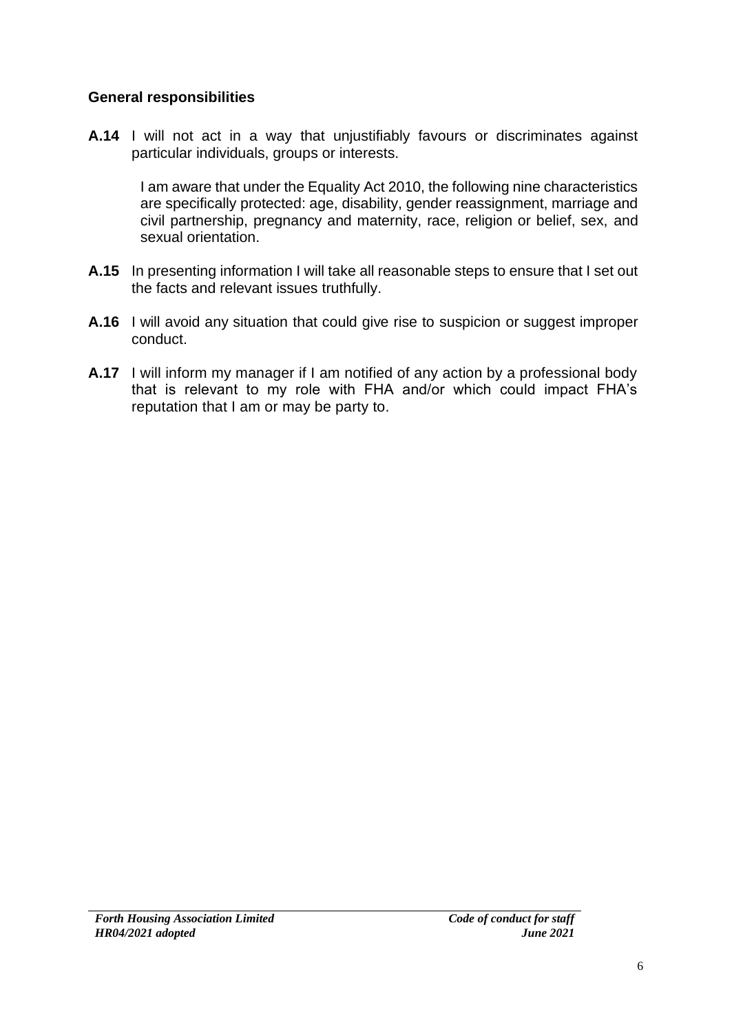### General responsibilities

**A.14** I will not act in a way that unjustifiably favours or discriminates against particular individuals, groups or interests.

I am aware that under the Equality Act 2010, the following nine characteristics are specifically protected: age, disability, gender reassignment, marriage and civil partnership, pregnancy and maternity, race, religion or belief, sex, and sexual orientation.

**A.15** In presenting information I will take all reasonable steps to ensure that I set out the facts and relevant issues truthfully.

**A.16** I will avoid any situation that could give rise to suspicion or suggest improper conduct.

**A.17** I will inform my manager if I am notified of any action by a professional body that is relevant to my role with FHA and/or which could impact FHA's reputation that I am or may be party to.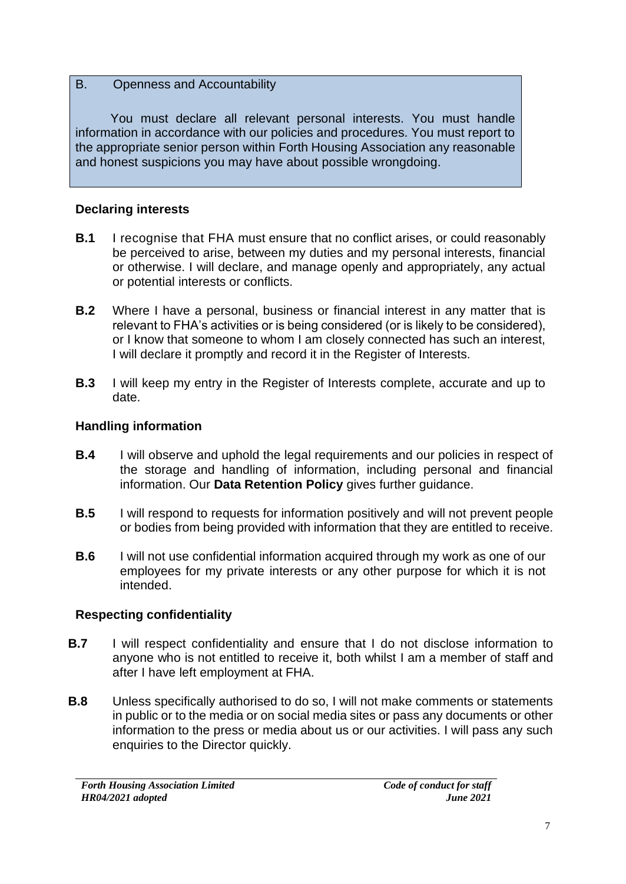## B. Openness and Accountability

You must declare all relevant personal interests. You must handle information in accordance with our policies and procedures. You must report to the appropriate senior person within Forth Housing Association any reasonable and honest suspicions you may have about possible wrongdoing.

### Declaring interests

**B.1** I recognise that FHA must ensure that no conflict arises, or could reasonably be perceived to arise, between my duties and my personal interests, financial or otherwise. I will declare, and manage openly and appropriately, any actual or potential interests or conflicts.

**B.2** Where I have a personal, business or financial interest in any matter that is relevant to FHA's activities or is being considered (or is likely to be considered), or I know that someone to whom I am closely connected has such an interest, I will declare it promptly and record it in the Register of Interests.

**B.3** I will keep my entry in the Register of Interests complete, accurate and up to date.

### Handling information

**B.4** I will observe and uphold the legal requirements and our policies in respect of the storage and handling of information, including personal and financial information. Our **Data Retention Policy** gives further guidance.

**B.5** I will respond to requests for information positively and will not prevent people or bodies from being provided with information that they are entitled to receive.

**B.6** I will not use confidential information acquired through my work as one of our employees for my private interests or any other purpose for which it is not intended.

### Respecting confidentiality

**B.7** I will respect confidentiality and ensure that I do not disclose information to anyone who is not entitled to receive it, both whilst I am a member of staff and after I have left employment at FHA.

**B.8** Unless specifically authorised to do so, I will not make comments or statements in public or to the media or on social media sites or pass any documents or other information to the press or media about us or our activities. I will pass any such enquiries to the Director quickly.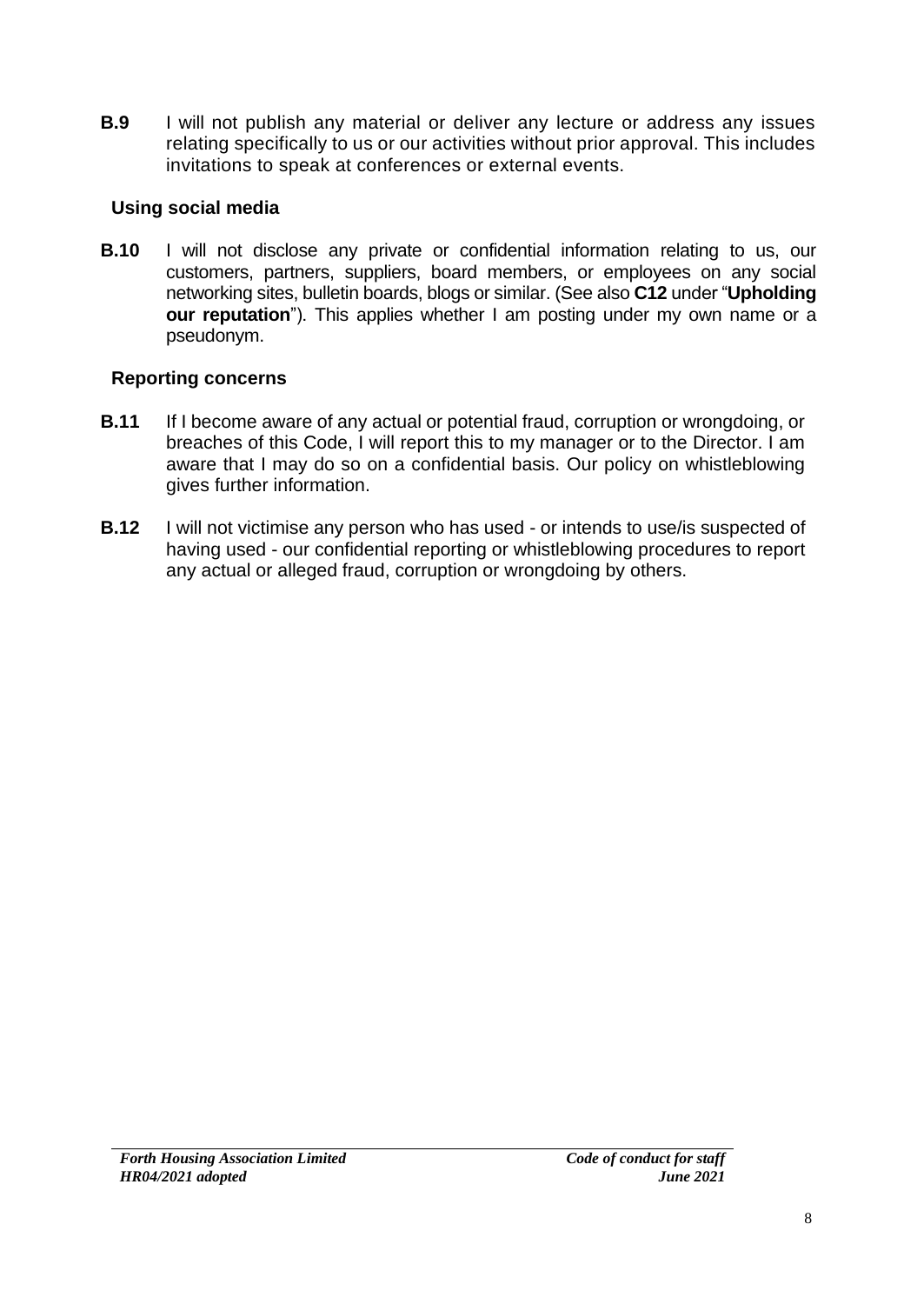**B.9** I will not publish any material or deliver any lecture or address any issues relating specifically to us or our activities without prior approval. This includes invitations to speak at conferences or external events.

### Using social media

**B.10** I will not disclose any private or confidential information relating to us, our customers, partners, suppliers, board members, or employees on any social networking sites, bulletin boards, blogs or similar. (See also **C12** under "**Upholding our reputation**"). This applies whether I am posting under my own name or a pseudonym.

### Reporting concerns

**B.11** If I become aware of any actual or potential fraud, corruption or wrongdoing, or breaches of this Code, I will report this to my manager or to the Director. I am aware that I may do so on a confidential basis. Our policy on whistleblowing gives further information.

**B.12** I will not victimise any person who has used - or intends to use/is suspected of having used - our confidential reporting or whistleblowing procedures to report any actual or alleged fraud, corruption or wrongdoing by others.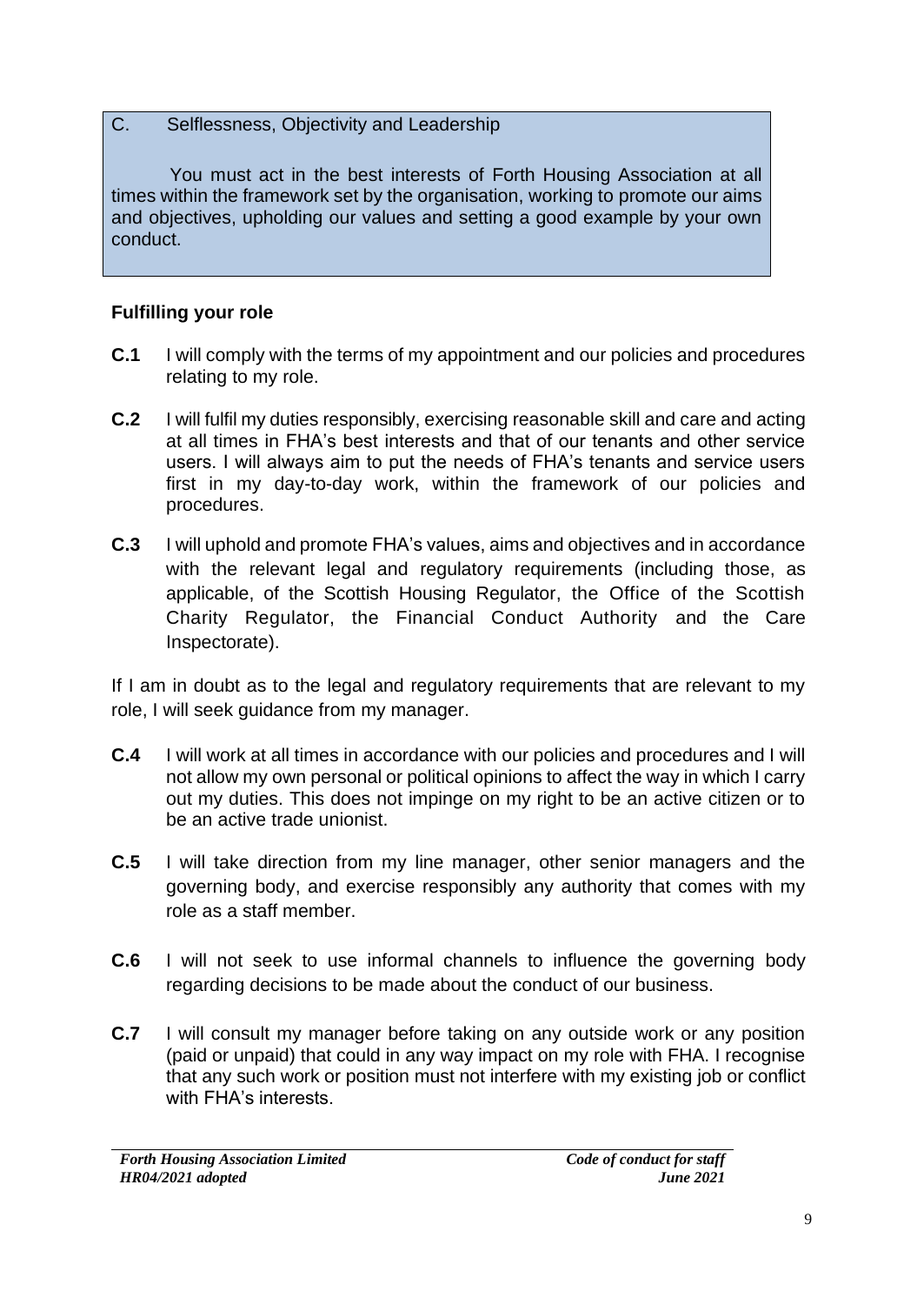C. Selflessness, Objectivity and Leadership

You must act in the best interests of Forth Housing Association at all times within the framework set by the organisation, working to promote our aims and objectives, upholding our values and setting a good example by your own conduct.

### Fulfilling your role

**C.1** I will comply with the terms of my appointment and our policies and procedures relating to my role.

**C.2** I will fulfil my duties responsibly, exercising reasonable skill and care and acting at all times in FHA's best interests and that of our tenants and other service users. I will always aim to put the needs of FHA's tenants and service users first in my day-to-day work, within the framework of our policies and procedures.

**C.3** I will uphold and promote FHA's values, aims and objectives and in accordance with the relevant legal and regulatory requirements (including those, as applicable, of the Scottish Housing Regulator, the Office of the Scottish Charity Regulator, the Financial Conduct Authority and the Care Inspectorate).

If I am in doubt as to the legal and regulatory requirements that are relevant to my role, I will seek guidance from my manager.

**C.4** I will work at all times in accordance with our policies and procedures and I will not allow my own personal or political opinions to affect the way in which I carry out my duties. This does not impinge on my right to be an active citizen or to be an active trade unionist.

**C.5** I will take direction from my line manager, other senior managers and the governing body, and exercise responsibly any authority that comes with my role as a staff member.

**C.6** I will not seek to use informal channels to influence the governing body regarding decisions to be made about the conduct of our business.

**C.7** I will consult my manager before taking on any outside work or any position (paid or unpaid) that could in any way impact on my role with FHA. I recognise that any such work or position must not interfere with my existing job or conflict with FHA's interests.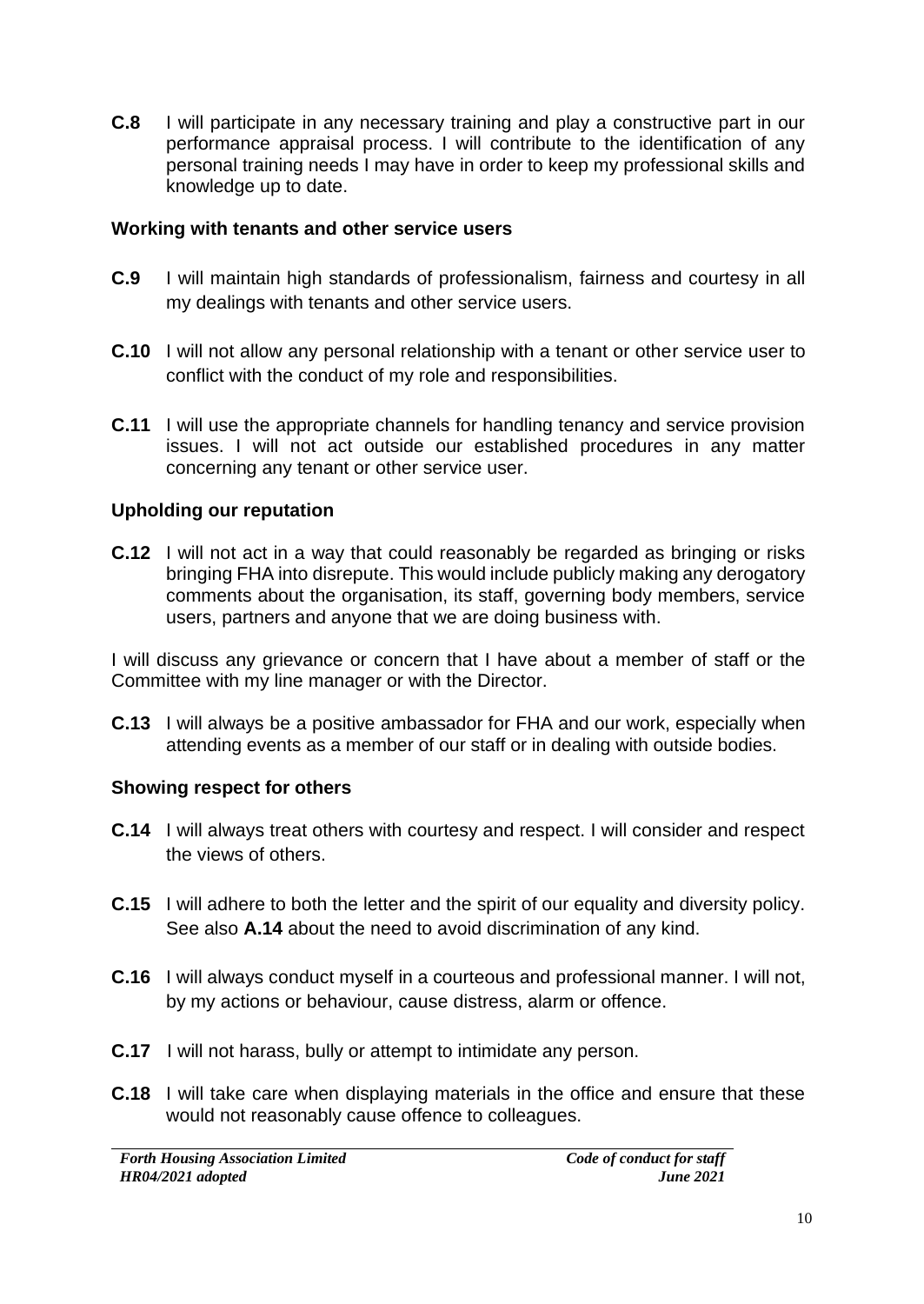**C.8** I will participate in any necessary training and play a constructive part in our performance appraisal process. I will contribute to the identification of any personal training needs I may have in order to keep my professional skills and knowledge up to date.

### Working with tenants and other service users

**C.9** I will maintain high standards of professionalism, fairness and courtesy in all my dealings with tenants and other service users.

**C.10** I will not allow any personal relationship with a tenant or other service user to conflict with the conduct of my role and responsibilities.

**C.11** I will use the appropriate channels for handling tenancy and service provision issues. I will not act outside our established procedures in any matter concerning any tenant or other service user.

### Upholding our reputation

**C.12** I will not act in a way that could reasonably be regarded as bringing or risks bringing FHA into disrepute. This would include publicly making any derogatory comments about the organisation, its staff, governing body members, service users, partners and anyone that we are doing business with.

I will discuss any grievance or concern that I have about a member of staff or the Committee with my line manager or with the Director.

**C.13** I will always be a positive ambassador for FHA and our work, especially when attending events as a member of our staff or in dealing with outside bodies.

### Showing respect for others

**C.14** I will always treat others with courtesy and respect. I will consider and respect the views of others.

**C.15** I will adhere to both the letter and the spirit of our equality and diversity policy. See also **A.14** about the need to avoid discrimination of any kind.

**C.16** I will always conduct myself in a courteous and professional manner. I will not, by my actions or behaviour, cause distress, alarm or offence.

**C.17** I will not harass, bully or attempt to intimidate any person.

**C.18** I will take care when displaying materials in the office and ensure that these would not reasonably cause offence to colleagues.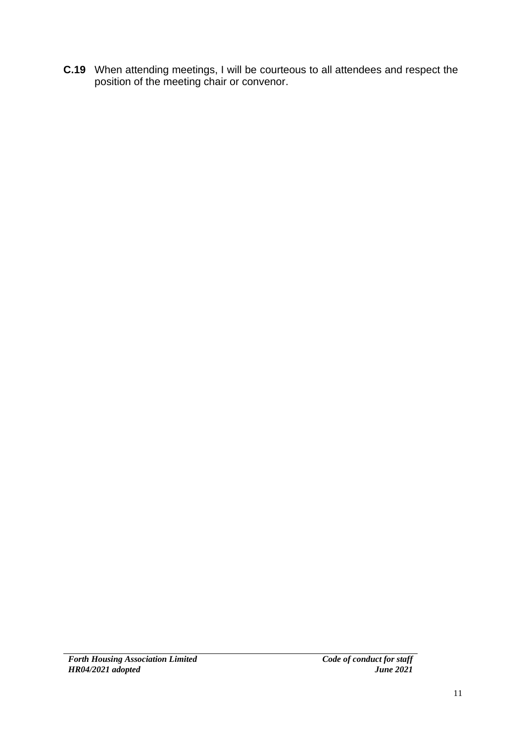**C.19** When attending meetings, I will be courteous to all attendees and respect the position of the meeting chair or convenor.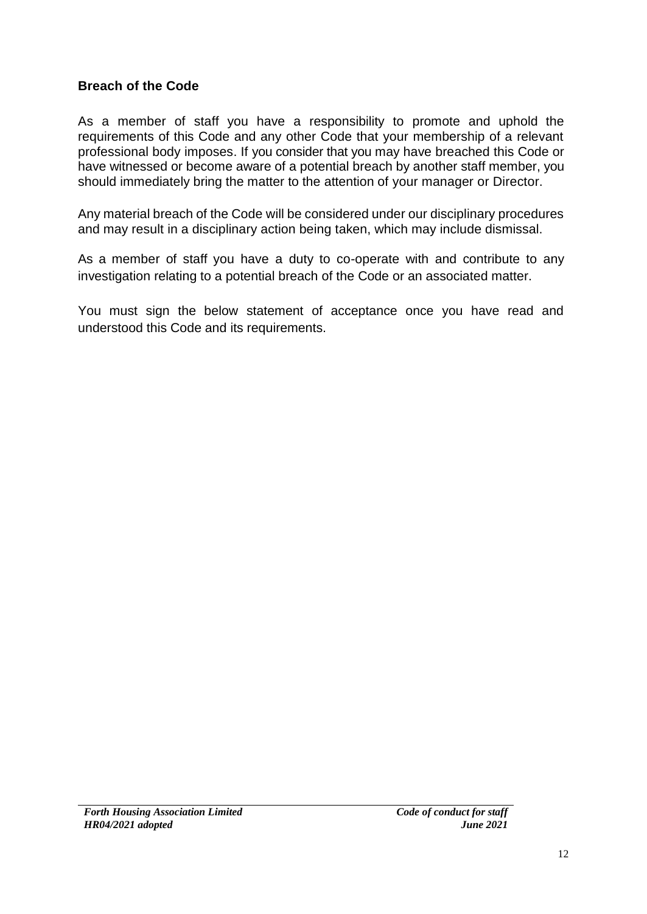## Breach of the Code

As a member of staff you have a responsibility to promote and uphold the requirements of this Code and any other Code that your membership of a relevant professional body imposes. If you consider that you may have breached this Code or have witnessed or become aware of a potential breach by another staff member, you should immediately bring the matter to the attention of your manager or Director.

Any material breach of the Code will be considered under our disciplinary procedures and may result in a disciplinary action being taken, which may include dismissal.

As a member of staff you have a duty to co-operate with and contribute to any investigation relating to a potential breach of the Code or an associated matter.

You must sign the below statement of acceptance once you have read and understood this Code and its requirements.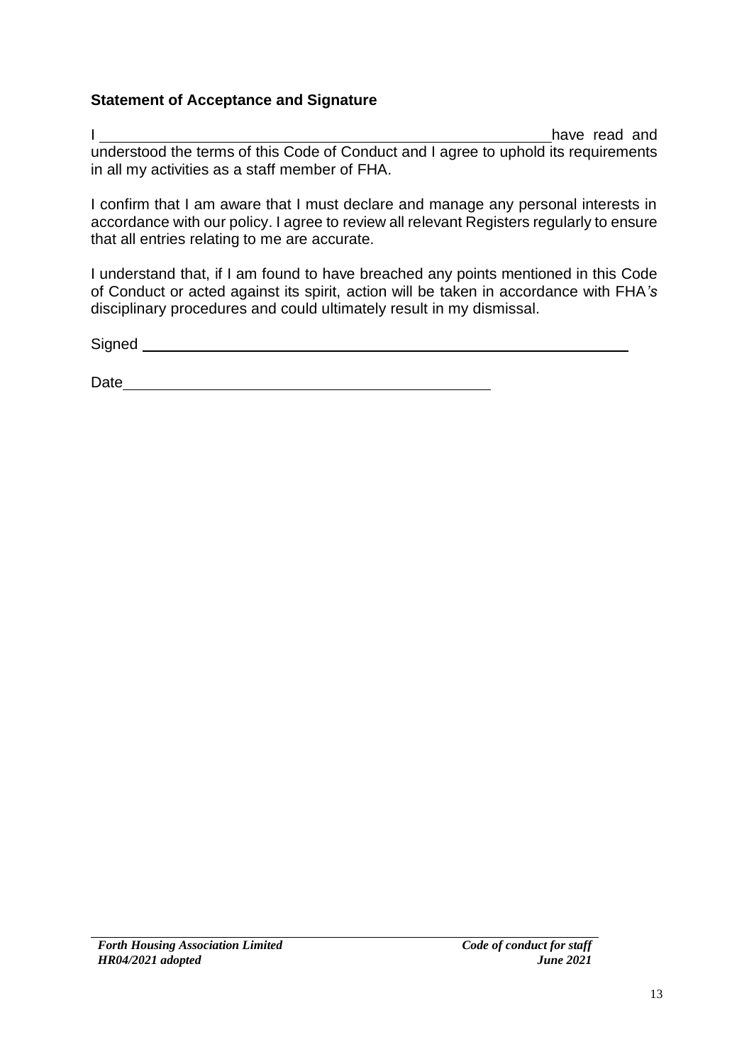**Statement of Acceptance and Signature**

I \_\_\_\_\_\_\_\_\_\_\_\_\_\_\_\_\_\_\_\_\_\_\_\_\_\_\_\_\_\_\_\_\_\_\_\_\_\_\_\_\_\_\_\_\_\_\_\_ have read and understood the terms of this Code of Conduct and I agree to uphold its requirements in all my activities as a staff member of FHA.

I confirm that I am aware that I must declare and manage any personal interests in accordance with our policy. I agree to review all relevant Registers regularly to ensure that all entries relating to me are accurate.

I understand that, if I am found to have breached any points mentioned in this Code of Conduct or acted against its spirit, action will be taken in accordance with FHA*'s* disciplinary procedures and could ultimately result in my dismissal.

Signed \_\_\_\_\_\_\_\_\_\_\_\_\_\_\_\_\_\_\_\_\_\_\_\_\_\_\_\_\_\_\_\_\_\_\_\_\_\_\_\_\_\_\_\_\_\_\_\_\_\_\_\_\_\_\_\_

Date \_\_\_\_\_\_\_\_\_\_\_\_\_\_\_\_\_\_\_\_\_\_\_\_\_\_\_\_\_\_\_\_\_\_\_\_\_\_\_\_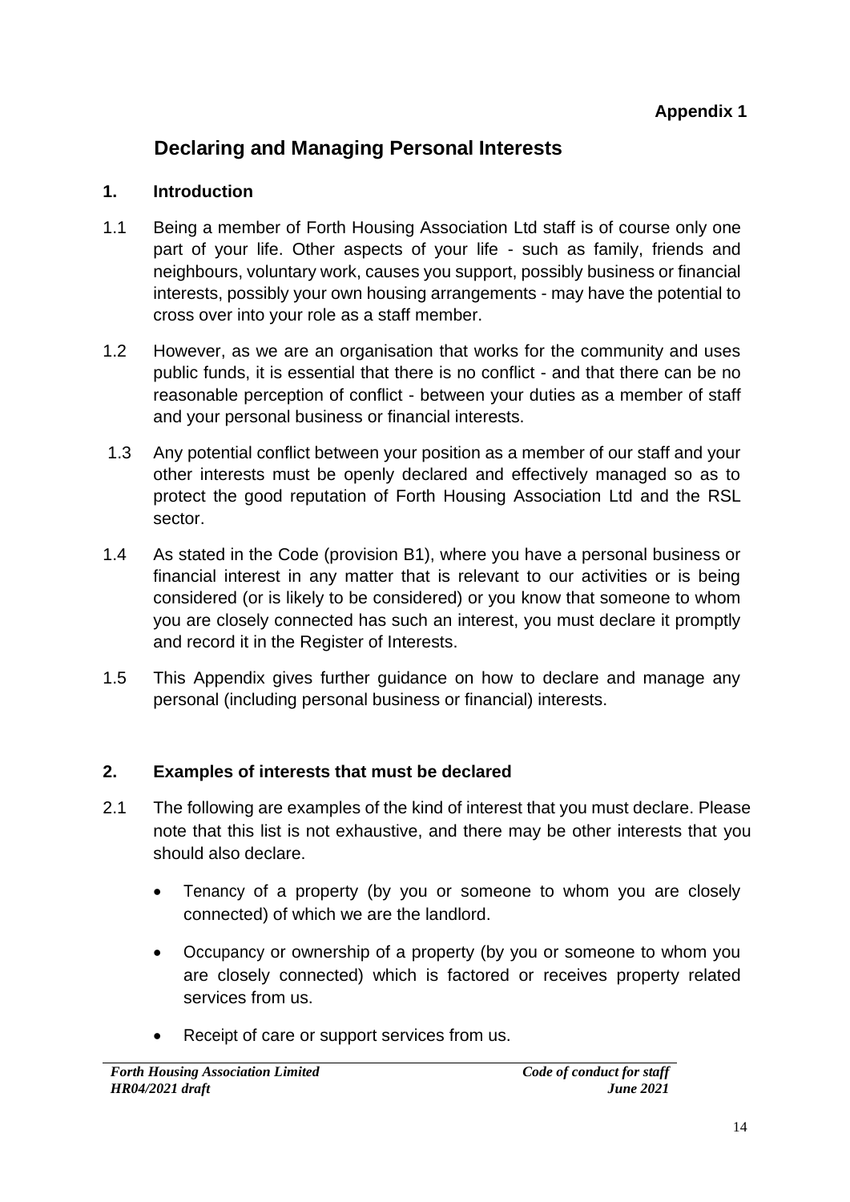**Appendix 1**

# Declaring and Managing Personal Interests

## 1. Introduction

1.1 Being a member of Forth Housing Association Ltd staff is of course only one part of your life. Other aspects of your life - such as family, friends and neighbours, voluntary work, causes you support, possibly business or financial interests, possibly your own housing arrangements - may have the potential to cross over into your role as a staff member.

1.2 However, as we are an organisation that works for the community and uses public funds, it is essential that there is no conflict - and that there can be no reasonable perception of conflict - between your duties as a member of staff and your personal business or financial interests.

1.3 Any potential conflict between your position as a member of our staff and your other interests must be openly declared and effectively managed so as to protect the good reputation of Forth Housing Association Ltd and the RSL sector.

1.4 As stated in the Code (provision B1), where you have a personal business or financial interest in any matter that is relevant to our activities or is being considered (or is likely to be considered) or you know that someone to whom you are closely connected has such an interest, you must declare it promptly and record it in the Register of Interests.

1.5 This Appendix gives further guidance on how to declare and manage any personal (including personal business or financial) interests.

## 2. Examples of interests that must be declared

2.1 The following are examples of the kind of interest that you must declare. Please note that this list is not exhaustive, and there may be other interests that you should also declare.

- Tenancy of a property (by you or someone to whom you are closely connected) of which we are the landlord.
- Occupancy or ownership of a property (by you or someone to whom you are closely connected) which is factored or receives property related services from us.
- Receipt of care or support services from us.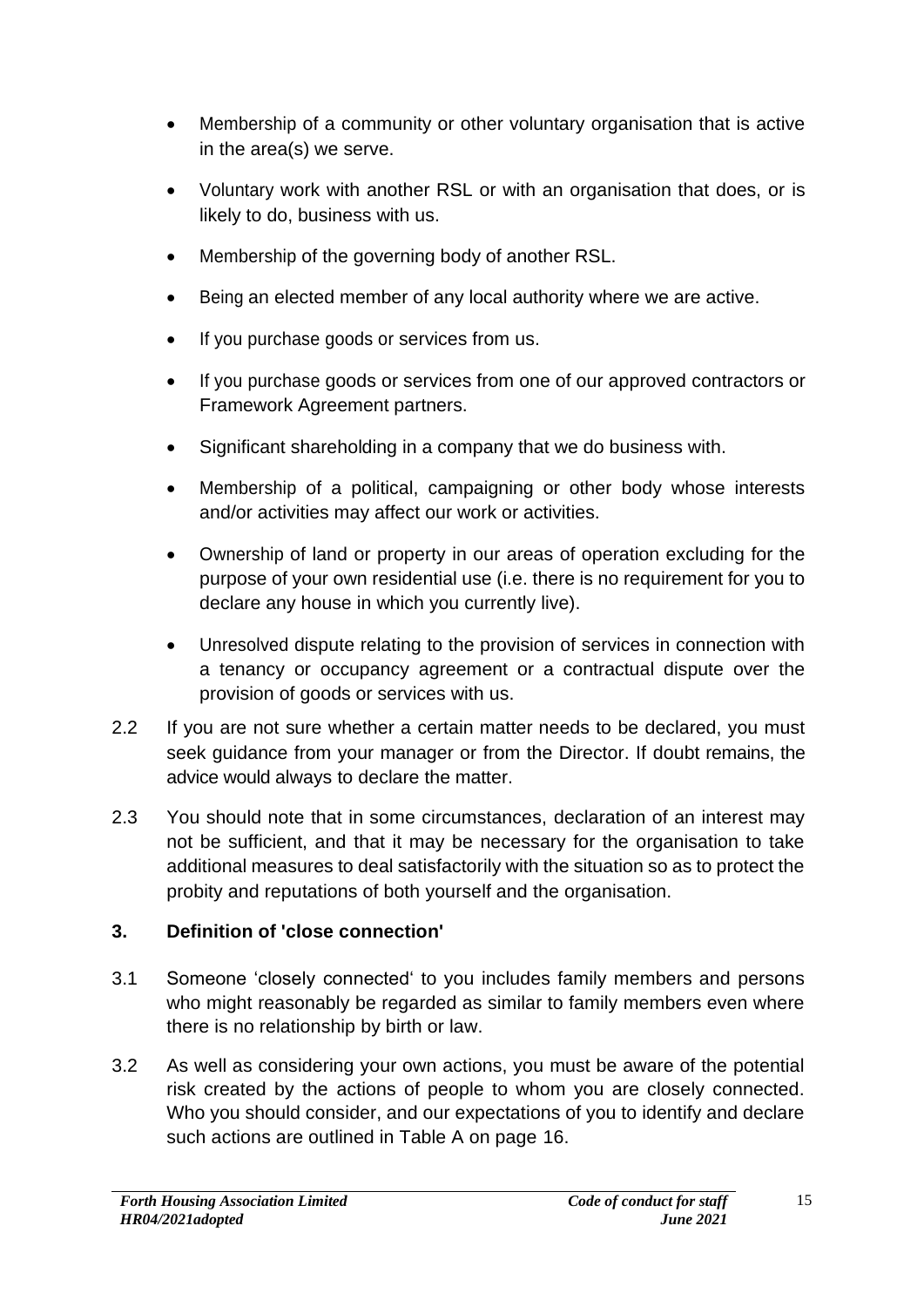- Membership of a community or other voluntary organisation that is active in the area(s) we serve.
- Voluntary work with another RSL or with an organisation that does, or is likely to do, business with us.
- Membership of the governing body of another RSL.
- Being an elected member of any local authority where we are active.
- If you purchase goods or services from us.
- If you purchase goods or services from one of our approved contractors or Framework Agreement partners.
- Significant shareholding in a company that we do business with.
- Membership of a political, campaigning or other body whose interests and/or activities may affect our work or activities.
- Ownership of land or property in our areas of operation excluding for the purpose of your own residential use (i.e. there is no requirement for you to declare any house in which you currently live).
- Unresolved dispute relating to the provision of services in connection with a tenancy or occupancy agreement or a contractual dispute over the provision of goods or services with us.

2.2 If you are not sure whether a certain matter needs to be declared, you must seek guidance from your manager or from the Director. If doubt remains, the advice would always to declare the matter.

2.3 You should note that in some circumstances, declaration of an interest may not be sufficient, and that it may be necessary for the organisation to take additional measures to deal satisfactorily with the situation so as to protect the probity and reputations of both yourself and the organisation.

### 3. Definition of 'close connection'

3.1 Someone 'closely connected' to you includes family members and persons who might reasonably be regarded as similar to family members even where there is no relationship by birth or law.

3.2 As well as considering your own actions, you must be aware of the potential risk created by the actions of people to whom you are closely connected. Who you should consider, and our expectations of you to identify and declare such actions are outlined in Table A on page 16.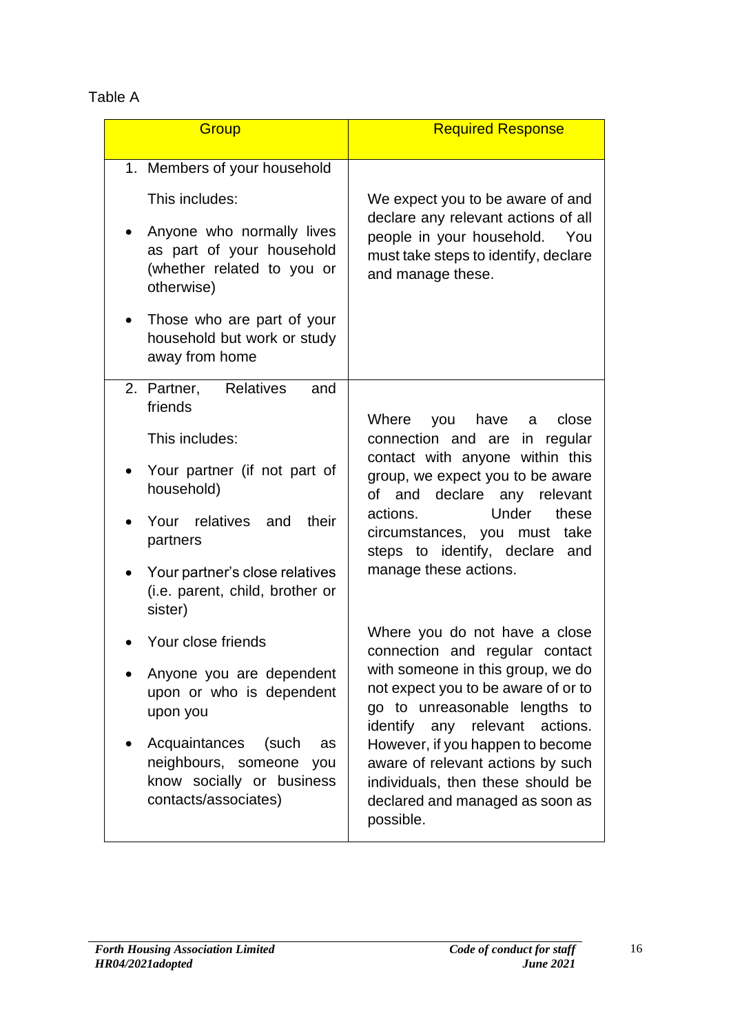Table A

| Group | Required Response |
|---|---|
| 1. Members of your household<br><br>This includes:<br><br>• Anyone who normally lives as part of your household (whether related to you or otherwise)<br><br>• Those who are part of your household but work or study away from home | We expect you to be aware of and declare any relevant actions of all people in your household. You must take steps to identify, declare and manage these. |
| 2. Partner, Relatives and friends<br><br>This includes:<br><br>• Your partner (if not part of household)<br><br>• Your relatives and their partners<br><br>• Your partner's close relatives (i.e. parent, child, brother or sister)<br><br>• Your close friends<br><br>• Anyone you are dependent upon or who is dependent upon you<br><br>• Acquaintances (such as neighbours, someone you know socially or business contacts/associates) | Where you have a close connection and are in regular contact with anyone within this group, we expect you to be aware of and declare any relevant actions. Under these circumstances, you must take steps to identify, declare and manage these actions.<br><br>Where you do not have a close connection and regular contact with someone in this group, we do not expect you to be aware of or to go to unreasonable lengths to identify any relevant actions. However, if you happen to become aware of relevant actions by such individuals, then these should be declared and managed as soon as possible. |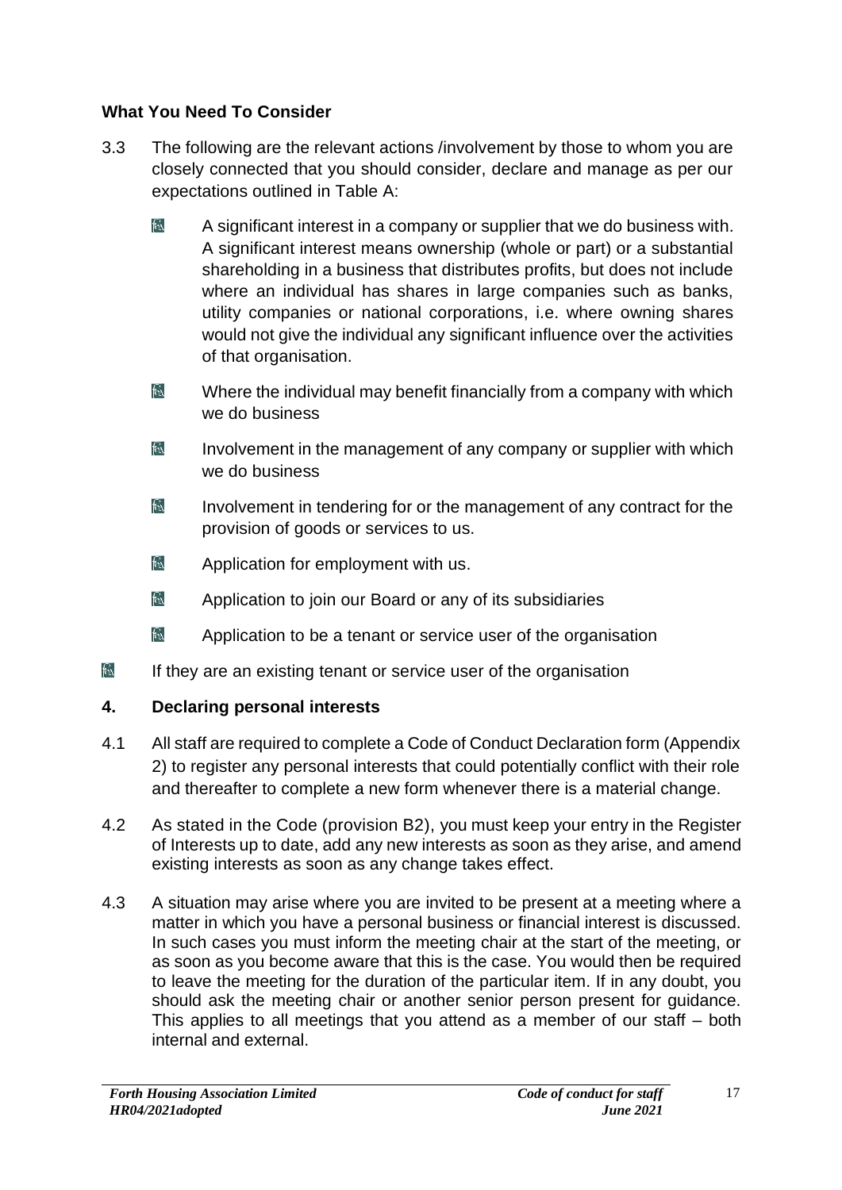### What You Need To Consider

3.3 The following are the relevant actions /involvement by those to whom you are closely connected that you should consider, declare and manage as per our expectations outlined in Table A:

- A significant interest in a company or supplier that we do business with. A significant interest means ownership (whole or part) or a substantial shareholding in a business that distributes profits, but does not include where an individual has shares in large companies such as banks, utility companies or national corporations, i.e. where owning shares would not give the individual any significant influence over the activities of that organisation.
- Where the individual may benefit financially from a company with which we do business
- Involvement in the management of any company or supplier with which we do business
- Involvement in tendering for or the management of any contract for the provision of goods or services to us.
- Application for employment with us.
- Application to join our Board or any of its subsidiaries
- Application to be a tenant or service user of the organisation
- If they are an existing tenant or service user of the organisation

## 4. Declaring personal interests

4.1 All staff are required to complete a Code of Conduct Declaration form (Appendix 2) to register any personal interests that could potentially conflict with their role and thereafter to complete a new form whenever there is a material change.

4.2 As stated in the Code (provision B2), you must keep your entry in the Register of Interests up to date, add any new interests as soon as they arise, and amend existing interests as soon as any change takes effect.

4.3 A situation may arise where you are invited to be present at a meeting where a matter in which you have a personal business or financial interest is discussed. In such cases you must inform the meeting chair at the start of the meeting, or as soon as you become aware that this is the case. You would then be required to leave the meeting for the duration of the particular item. If in any doubt, you should ask the meeting chair or another senior person present for guidance. This applies to all meetings that you attend as a member of our staff – both internal and external.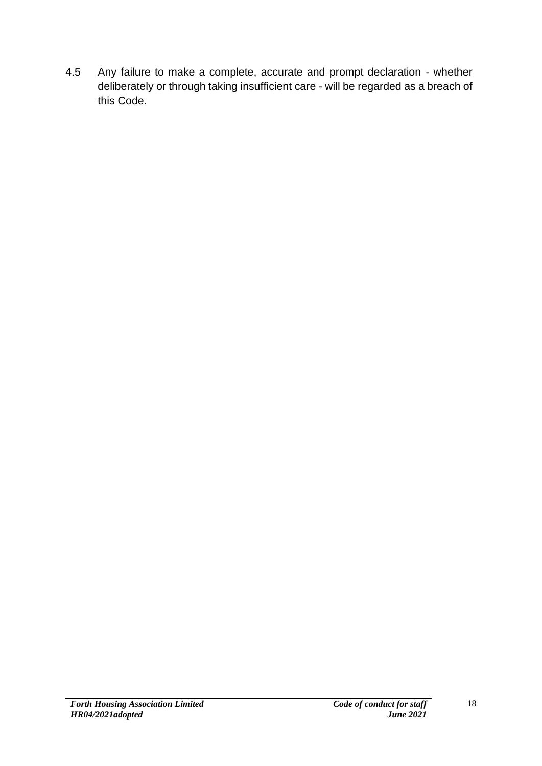4.5 Any failure to make a complete, accurate and prompt declaration - whether deliberately or through taking insufficient care - will be regarded as a breach of this Code.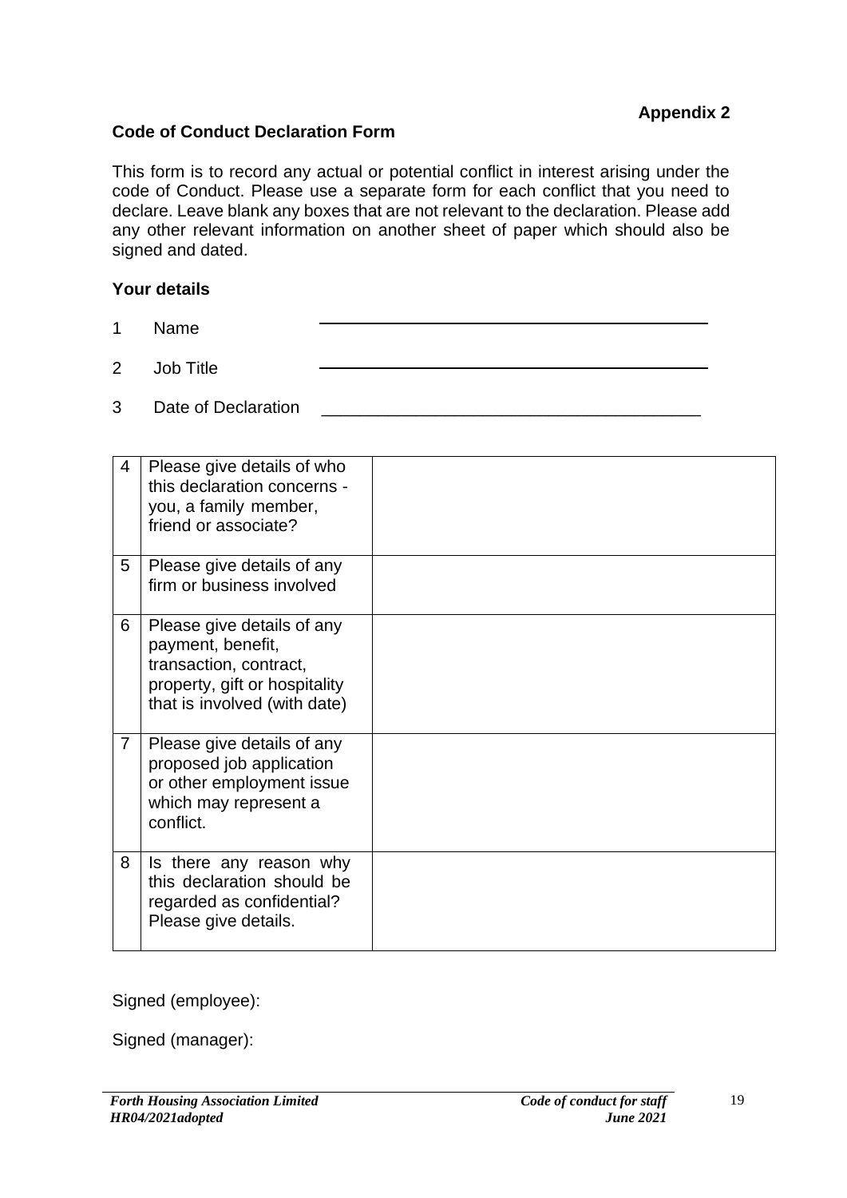**Appendix 2**

**Code of Conduct Declaration Form**

This form is to record any actual or potential conflict in interest arising under the code of Conduct. Please use a separate form for each conflict that you need to declare. Leave blank any boxes that are not relevant to the declaration. Please add any other relevant information on another sheet of paper which should also be signed and dated.

**Your details**

1 Name \_\_\_\_\_\_\_\_\_\_\_\_\_\_\_\_\_\_\_\_\_\_\_\_\_\_\_\_\_\_\_\_\_\_\_\_\_\_\_\_

2 Job Title \_\_\_\_\_\_\_\_\_\_\_\_\_\_\_\_\_\_\_\_\_\_\_\_\_\_\_\_\_\_\_\_\_\_\_\_\_\_\_\_

3 Date of Declaration \_\_\_\_\_\_\_\_\_\_\_\_\_\_\_\_\_\_\_\_\_\_\_\_\_\_\_\_\_\_\_\_\_\_\_\_\_\_\_\_

| | | |
|---|---|---|
| 4 | Please give details of who this declaration concerns - you, a family member, friend or associate? | |
| 5 | Please give details of any firm or business involved | |
| 6 | Please give details of any payment, benefit, transaction, contract, property, gift or hospitality that is involved (with date) | |
| 7 | Please give details of any proposed job application or other employment issue which may represent a conflict. | |
| 8 | Is there any reason why this declaration should be regarded as confidential? Please give details. | |

Signed (employee):

Signed (manager):